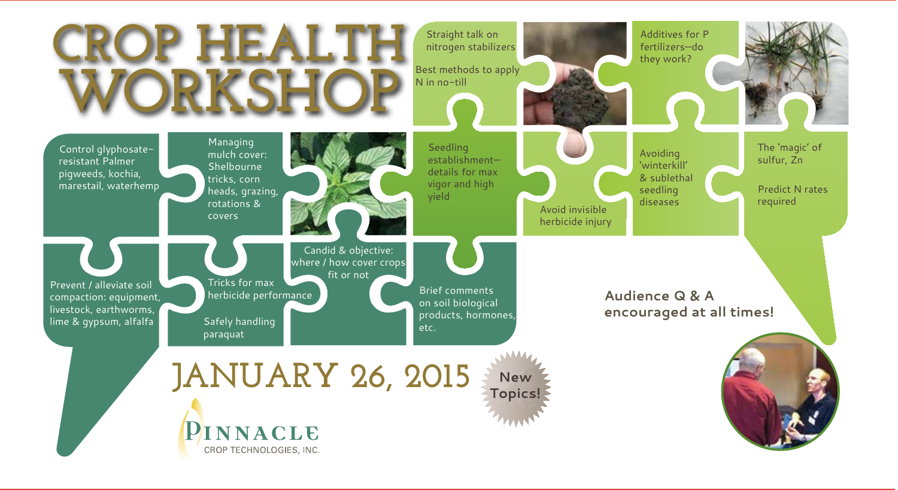# CROP HEALTH WORKSHOP

- Straight talk on nitrogen stabilizers
- Best methods to apply N in no-till
- Additives for P fertilizers—do they work?
- Control glyphosate-resistant Palmer pigweeds, kochia, marestail, waterhemp
- Managing mulch cover: Shelbourne tricks, corn heads, grazing, rotations & covers
- Seedling establishment—details for max vigor and high yield
- Avoid invisible herbicide injury
- Avoiding 'winterkill' & sublethal seedling diseases
- The 'magic' of sulfur, Zn
- Predict N rates required
- Prevent / alleviate soil compaction: equipment, livestock, earthworms, lime & gypsum, alfalfa
- Tricks for max herbicide performance
- Safely handling paraquat
- Candid & objective: where / how cover crops fit or not
- Brief comments on soil biological products, hormones, etc.

**Audience Q & A encouraged at all times!**

## JANUARY 26, 2015

**New Topics!**

PINNACLE
CROP TECHNOLOGIES, INC.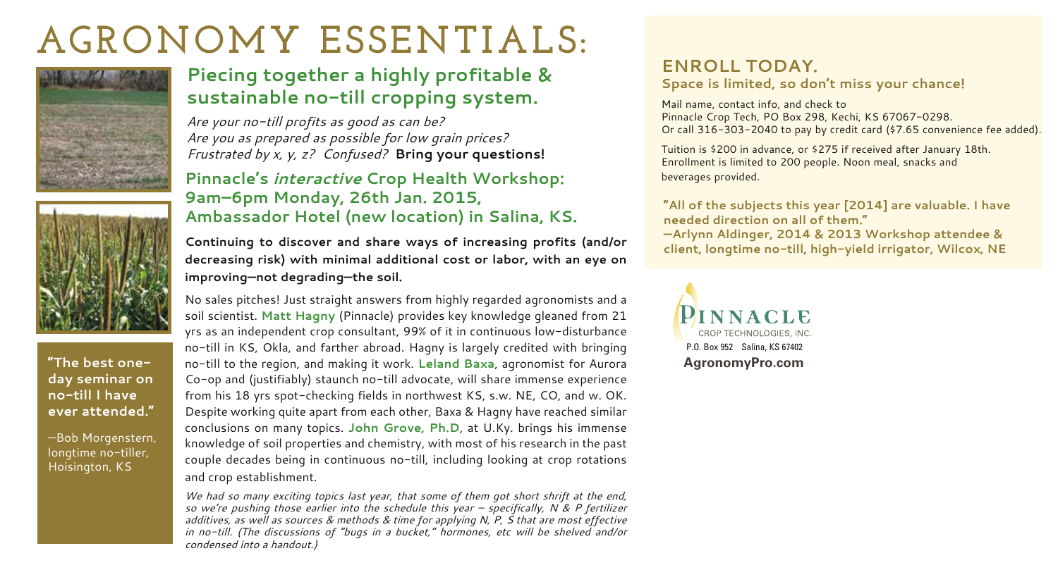# AGRONOMY ESSENTIALS:

## Piecing together a highly profitable & sustainable no-till cropping system.

*Are your no-till profits as good as can be?*
*Are you as prepared as possible for low grain prices?*
*Frustrated by x, y, z? Confused?* **Bring your questions!**

### Pinnacle's *interactive* Crop Health Workshop: 9am–6pm Monday, 26th Jan. 2015, Ambassador Hotel (new location) in Salina, KS.

**Continuing to discover and share ways of increasing profits (and/or decreasing risk) with minimal additional cost or labor, with an eye on improving—not degrading—the soil.**

No sales pitches! Just straight answers from highly regarded agronomists and a soil scientist. **Matt Hagny** (Pinnacle) provides key knowledge gleaned from 21 yrs as an independent crop consultant, 99% of it in continuous low-disturbance no-till in KS, Okla, and farther abroad. Hagny is largely credited with bringing no-till to the region, and making it work. **Leland Baxa**, agronomist for Aurora Co-op and (justifiably) staunch no-till advocate, will share immense experience from his 18 yrs spot-checking fields in northwest KS, s.w. NE, CO, and w. OK. Despite working quite apart from each other, Baxa & Hagny have reached similar conclusions on many topics. **John Grove, Ph.D**, at U.Ky. brings his immense knowledge of soil properties and chemistry, with most of his research in the past couple decades being in continuous no-till, including looking at crop rotations and crop establishment.

*We had so many exciting topics last year, that some of them got short shrift at the end, so we're pushing those earlier into the schedule this year – specifically, N & P fertilizer additives, as well as sources & methods & time for applying N, P, S that are most effective in no-till. (The discussions of "bugs in a bucket," hormones, etc will be shelved and/or condensed into a handout.)*

**"The best one-day seminar on no-till I have ever attended."**

—Bob Morgenstern, longtime no-tiller, Hoisington, KS

## ENROLL TODAY.

**Space is limited, so don't miss your chance!**

Mail name, contact info, and check to Pinnacle Crop Tech, PO Box 298, Kechi, KS 67067-0298. Or call 316-303-2040 to pay by credit card ($7.65 convenience fee added).

Tuition is $200 in advance, or $275 if received after January 18th. Enrollment is limited to 200 people. Noon meal, snacks and beverages provided.

**"All of the subjects this year [2014] are valuable. I have needed direction on all of them."**
**—Arlynn Aldinger, 2014 & 2013 Workshop attendee & client, longtime no-till, high-yield irrigator, Wilcox, NE**

PINNACLE
CROP TECHNOLOGIES, INC.
P.O. Box 952 Salina, KS 67402
**AgronomyPro.com**